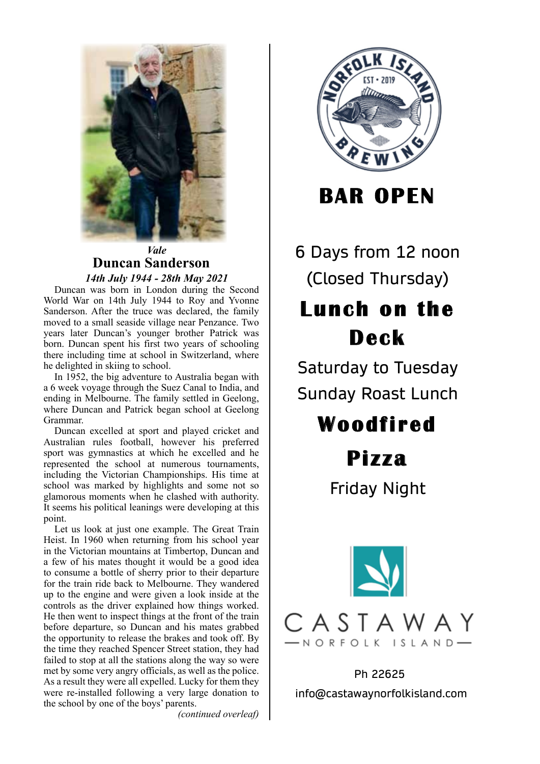*Vale*

## Duncan Sanderson

***14th July 1944 - 28th May 2021***

Duncan was born in London during the Second World War on 14th July 1944 to Roy and Yvonne Sanderson. After the truce was declared, the family moved to a small seaside village near Penzance. Two years later Duncan's younger brother Patrick was born. Duncan spent his first two years of schooling there including time at school in Switzerland, where he delighted in skiing to school.

In 1952, the big adventure to Australia began with a 6 week voyage through the Suez Canal to India, and ending in Melbourne. The family settled in Geelong, where Duncan and Patrick began school at Geelong Grammar.

Duncan excelled at sport and played cricket and Australian rules football, however his preferred sport was gymnastics at which he excelled and he represented the school at numerous tournaments, including the Victorian Championships. His time at school was marked by highlights and some not so glamorous moments when he clashed with authority. It seems his political leanings were developing at this point.

Let us look at just one example. The Great Train Heist. In 1960 when returning from his school year in the Victorian mountains at Timbertop, Duncan and a few of his mates thought it would be a good idea to consume a bottle of sherry prior to their departure for the train ride back to Melbourne. They wandered up to the engine and were given a look inside at the controls as the driver explained how things worked. He then went to inspect things at the front of the train before departure, so Duncan and his mates grabbed the opportunity to release the brakes and took off. By the time they reached Spencer Street station, they had failed to stop at all the stations along the way so were met by some very angry officials, as well as the police. As a result they were all expelled. Lucky for them they were re-installed following a very large donation to the school by one of the boys' parents.

*(continued overleaf)*

NORFOLK ISLAND BREWING
EST • 2019

# BAR OPEN

6 Days from 12 noon
(Closed Thursday)

## Lunch on the Deck

Saturday to Tuesday
Sunday Roast Lunch

## Woodfired Pizza

Friday Night

CASTAWAY
NORFOLK ISLAND

Ph 22625
info@castawaynorfolkisland.com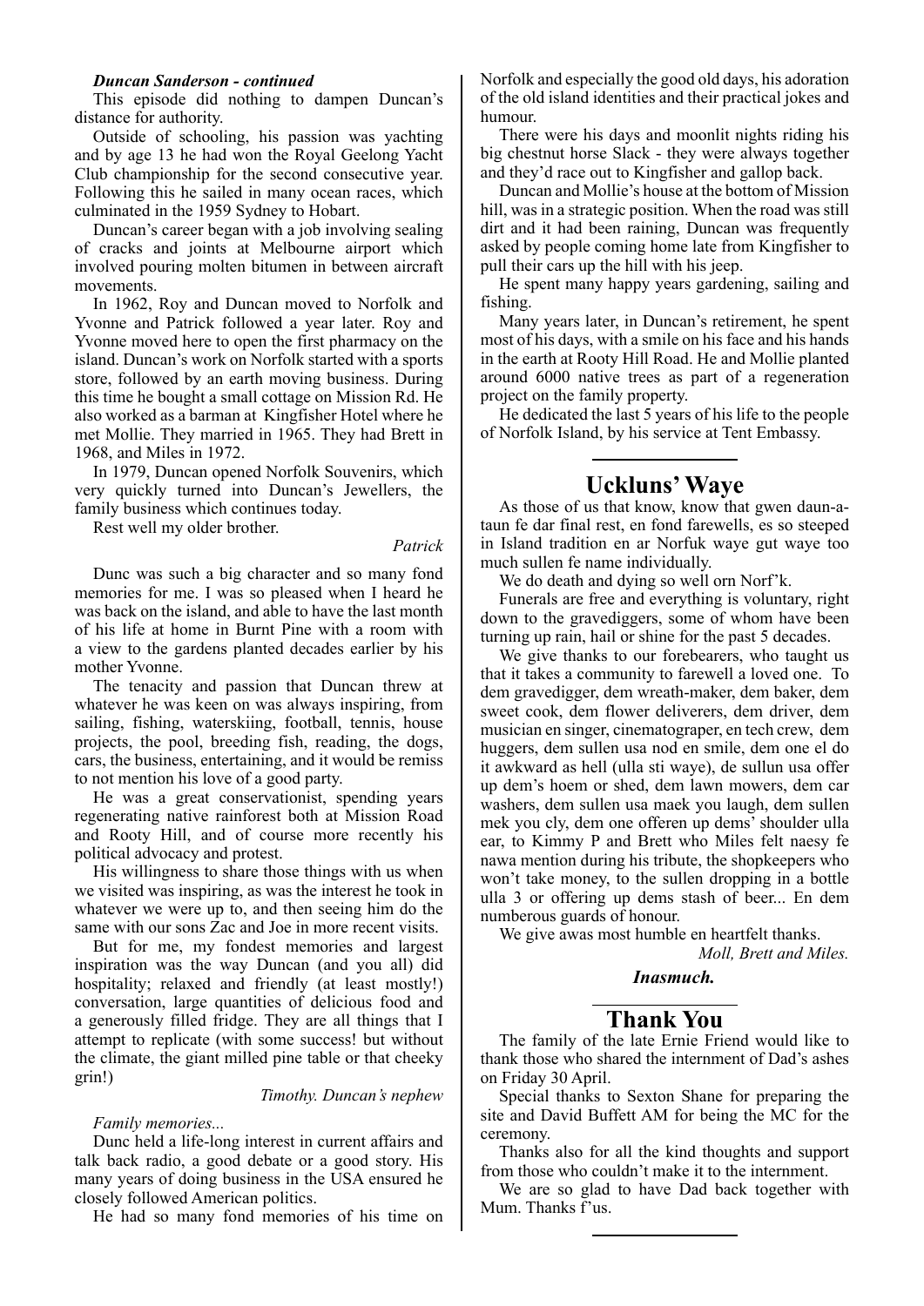***Duncan Sanderson - continued***

This episode did nothing to dampen Duncan's distance for authority.

Outside of schooling, his passion was yachting and by age 13 he had won the Royal Geelong Yacht Club championship for the second consecutive year. Following this he sailed in many ocean races, which culminated in the 1959 Sydney to Hobart.

Duncan's career began with a job involving sealing of cracks and joints at Melbourne airport which involved pouring molten bitumen in between aircraft movements.

In 1962, Roy and Duncan moved to Norfolk and Yvonne and Patrick followed a year later. Roy and Yvonne moved here to open the first pharmacy on the island. Duncan's work on Norfolk started with a sports store, followed by an earth moving business. During this time he bought a small cottage on Mission Rd. He also worked as a barman at Kingfisher Hotel where he met Mollie. They married in 1965. They had Brett in 1968, and Miles in 1972.

In 1979, Duncan opened Norfolk Souvenirs, which very quickly turned into Duncan's Jewellers, the family business which continues today.

Rest well my older brother.

*Patrick*

Dunc was such a big character and so many fond memories for me. I was so pleased when I heard he was back on the island, and able to have the last month of his life at home in Burnt Pine with a room with a view to the gardens planted decades earlier by his mother Yvonne.

The tenacity and passion that Duncan threw at whatever he was keen on was always inspiring, from sailing, fishing, waterskiing, football, tennis, house projects, the pool, breeding fish, reading, the dogs, cars, the business, entertaining, and it would be remiss to not mention his love of a good party.

He was a great conservationist, spending years regenerating native rainforest both at Mission Road and Rooty Hill, and of course more recently his political advocacy and protest.

His willingness to share those things with us when we visited was inspiring, as was the interest he took in whatever we were up to, and then seeing him do the same with our sons Zac and Joe in more recent visits.

But for me, my fondest memories and largest inspiration was the way Duncan (and you all) did hospitality; relaxed and friendly (at least mostly!) conversation, large quantities of delicious food and a generously filled fridge. They are all things that I attempt to replicate (with some success! but without the climate, the giant milled pine table or that cheeky grin!)

*Timothy. Duncan's nephew*

*Family memories...*

Dunc held a life-long interest in current affairs and talk back radio, a good debate or a good story. His many years of doing business in the USA ensured he closely followed American politics.

He had so many fond memories of his time on Norfolk and especially the good old days, his adoration of the old island identities and their practical jokes and humour.

There were his days and moonlit nights riding his big chestnut horse Slack - they were always together and they'd race out to Kingfisher and gallop back.

Duncan and Mollie's house at the bottom of Mission hill, was in a strategic position. When the road was still dirt and it had been raining, Duncan was frequently asked by people coming home late from Kingfisher to pull their cars up the hill with his jeep.

He spent many happy years gardening, sailing and fishing.

Many years later, in Duncan's retirement, he spent most of his days, with a smile on his face and his hands in the earth at Rooty Hill Road. He and Mollie planted around 6000 native trees as part of a regeneration project on the family property.

He dedicated the last 5 years of his life to the people of Norfolk Island, by his service at Tent Embassy.

## Uckluns' Waye

As those of us that know, know that gwen daun-a-taun fe dar final rest, en fond farewells, es so steeped in Island tradition en ar Norfuk waye gut waye too much sullen fe name individually.

We do death and dying so well orn Norf'k.

Funerals are free and everything is voluntary, right down to the gravediggers, some of whom have been turning up rain, hail or shine for the past 5 decades.

We give thanks to our forebearers, who taught us that it takes a community to farewell a loved one. To dem gravedigger, dem wreath-maker, dem baker, dem sweet cook, dem flower deliverers, dem driver, dem musician en singer, cinematograper, en tech crew, dem huggers, dem sullen usa nod en smile, dem one el do it awkward as hell (ulla sti waye), de sullun usa offer up dem's hoem or shed, dem lawn mowers, dem car washers, dem sullen usa maek you laugh, dem sullen mek you cly, dem one profferen up dems' shoulder ulla ear, to Kimmy P and Brett who Miles felt naesy fe nawa mention during his tribute, the shopkeepers who won't take money, to the sullen dropping in a bottle ulla 3 or offering up dems stash of beer... En dem numberous guards of honour.

We give awas most humble en heartfelt thanks.

*Moll, Brett and Miles.*

***Inasmuch.***

## Thank You

The family of the late Ernie Friend would like to thank those who shared the internment of Dad's ashes on Friday 30 April.

Special thanks to Sexton Shane for preparing the site and David Buffett AM for being the MC for the ceremony.

Thanks also for all the kind thoughts and support from those who couldn't make it to the internment.

We are so glad to have Dad back together with Mum. Thanks f'us.